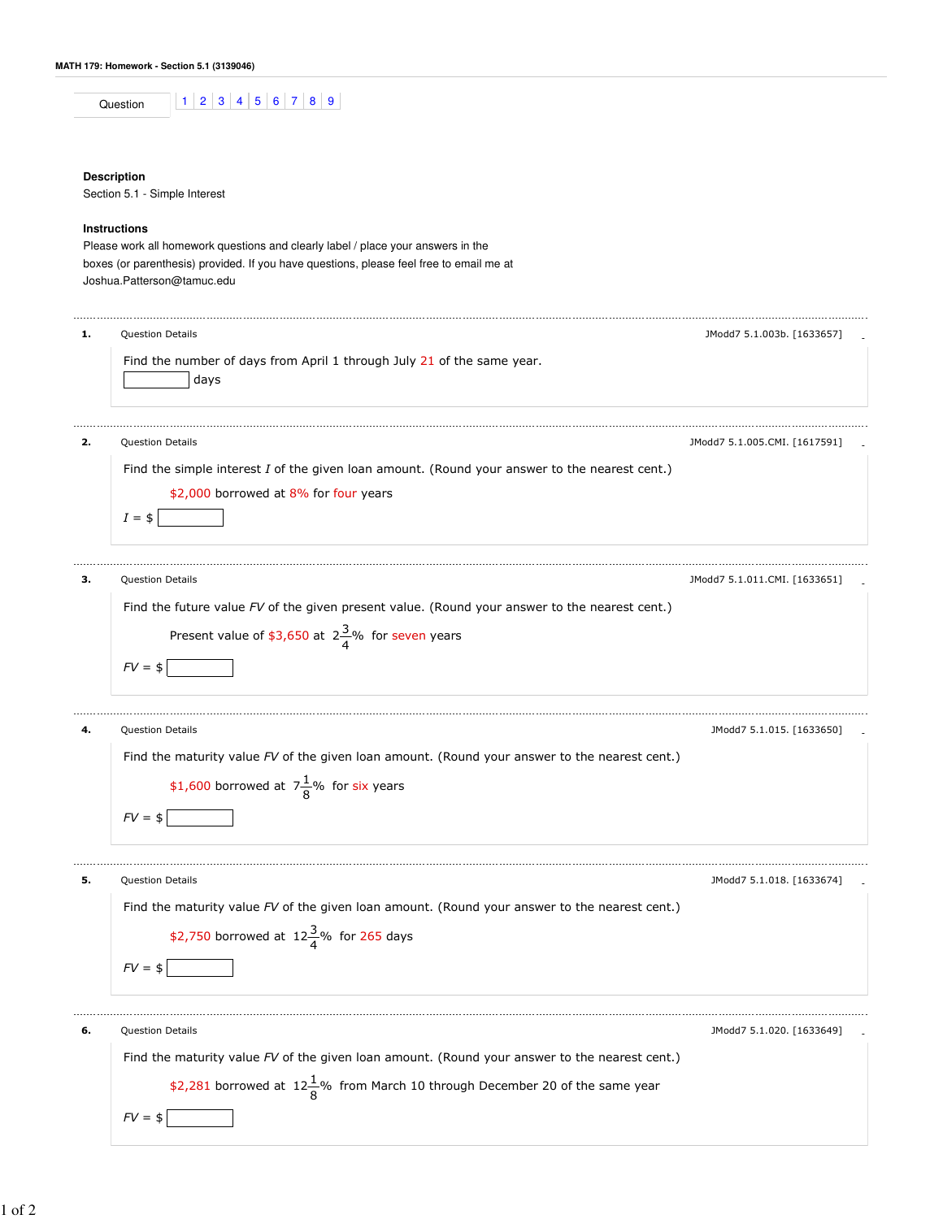**MATH 179: Homework - Section 5.1 (3139046)**

Question 1 | 2 | 3 | 4 | 5 | 6 | 7 | 8 | 9

**Description**

Section 5.1 - Simple Interest

**Instructions**

Please work all homework questions and clearly label / place your answers in the boxes (or parenthesis) provided. If you have questions, please feel free to email me at Joshua.Patterson@tamuc.edu

---

**1.** Question Details JModd7 5.1.003b. [1633657]

Find the number of days from April 1 through July 21 of the same year.

[ ] days

---

**2.** Question Details JModd7 5.1.005.CMI. [1617591]

Find the simple interest $I$ of the given loan amount. (Round your answer to the nearest cent.)

$2,000 borrowed at 8% for four years

$I$ = $ [ ]

---

**3.** Question Details JModd7 5.1.011.CMI. [1633651]

Find the future value $FV$ of the given present value. (Round your answer to the nearest cent.)

Present value of $3,650 at $2\frac{3}{4}\%$ for seven years

$FV$ = $ [ ]

---

**4.** Question Details JModd7 5.1.015. [1633650]

Find the maturity value $FV$ of the given loan amount. (Round your answer to the nearest cent.)

$1,600 borrowed at $7\frac{1}{8}\%$ for six years

$FV$ = $ [ ]

---

**5.** Question Details JModd7 5.1.018. [1633674]

Find the maturity value $FV$ of the given loan amount. (Round your answer to the nearest cent.)

$2,750 borrowed at $12\frac{3}{4}\%$ for 265 days

$FV$ = $ [ ]

---

**6.** Question Details JModd7 5.1.020. [1633649]

Find the maturity value $FV$ of the given loan amount. (Round your answer to the nearest cent.)

$2,281 borrowed at $12\frac{1}{8}\%$ from March 10 through December 20 of the same year

$FV$ = $ [ ]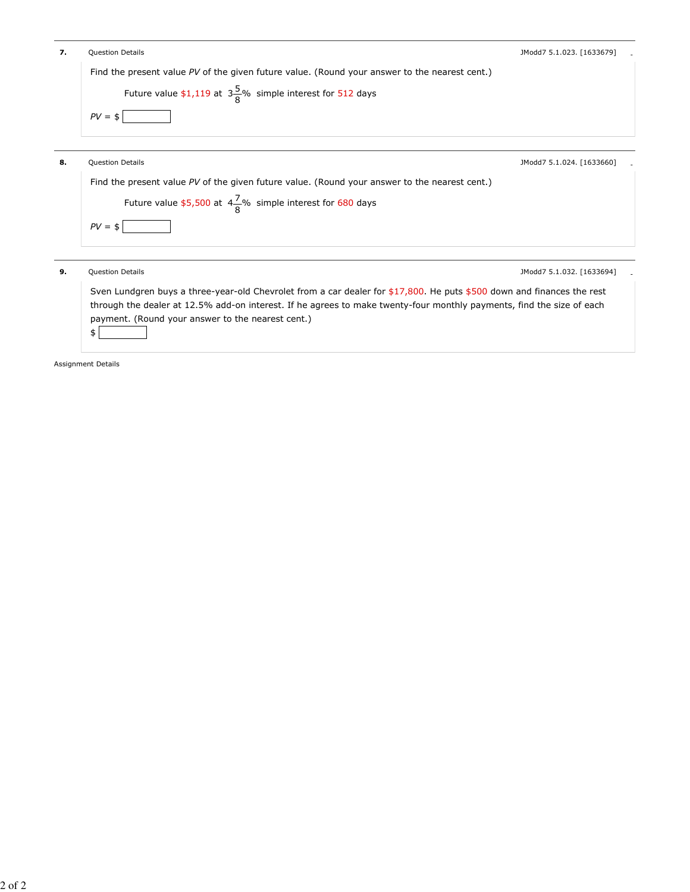**7.** Question Details — JModd7 5.1.023. [1633679]

Find the present value *PV* of the given future value. (Round your answer to the nearest cent.)

Future value $1,119 at $3\frac{5}{8}\%$ simple interest for 512 days

*PV* = $ ______

**8.** Question Details — JModd7 5.1.024. [1633660]

Find the present value *PV* of the given future value. (Round your answer to the nearest cent.)

Future value $5,500 at $4\frac{7}{8}\%$ simple interest for 680 days

*PV* = $ ______

**9.** Question Details — JModd7 5.1.032. [1633694]

Sven Lundgren buys a three-year-old Chevrolet from a car dealer for $17,800. He puts $500 down and finances the rest through the dealer at 12.5% add-on interest. If he agrees to make twenty-four monthly payments, find the size of each payment. (Round your answer to the nearest cent.)

$ ______

Assignment Details